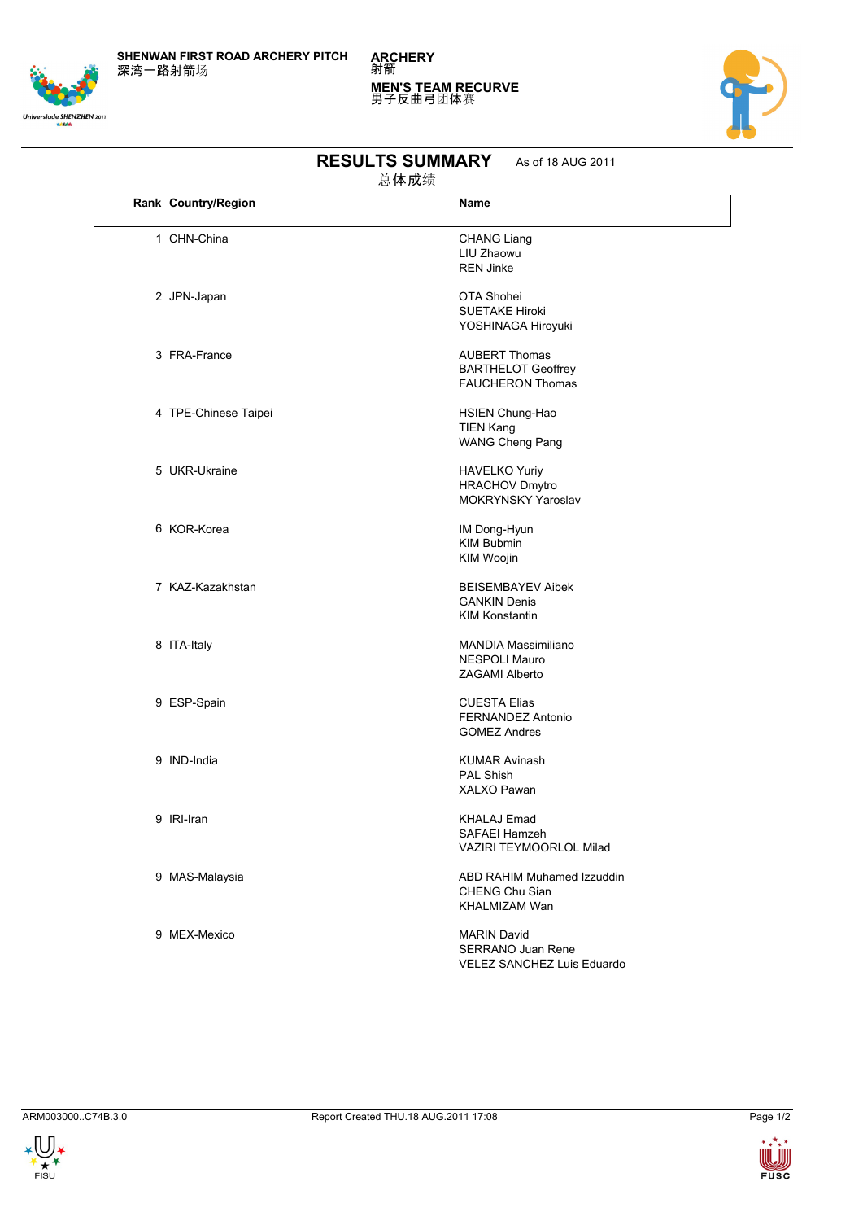**SHENWAN FIRST ROAD ARCHERY PITCH**
深湾一路射箭场

**ARCHERY**
射箭

**MEN'S TEAM RECURVE**
男子反曲弓团体赛

# RESULTS SUMMARY

总体成绩

As of 18 AUG 2011

| Rank | Country/Region | Name |
|---|---|---|
| 1 | CHN-China | CHANG Liang<br>LIU Zhaowu<br>REN Jinke |
| 2 | JPN-Japan | OTA Shohei<br>SUETAKE Hiroki<br>YOSHINAGA Hiroyuki |
| 3 | FRA-France | AUBERT Thomas<br>BARTHELOT Geoffrey<br>FAUCHERON Thomas |
| 4 | TPE-Chinese Taipei | HSIEN Chung-Hao<br>TIEN Kang<br>WANG Cheng Pang |
| 5 | UKR-Ukraine | HAVELKO Yuriy<br>HRACHOV Dmytro<br>MOKRYNSKY Yaroslav |
| 6 | KOR-Korea | IM Dong-Hyun<br>KIM Bubmin<br>KIM Woojin |
| 7 | KAZ-Kazakhstan | BEISEMBAYEV Aibek<br>GANKIN Denis<br>KIM Konstantin |
| 8 | ITA-Italy | MANDIA Massimiliano<br>NESPOLI Mauro<br>ZAGAMI Alberto |
| 9 | ESP-Spain | CUESTA Elias<br>FERNANDEZ Antonio<br>GOMEZ Andres |
| 9 | IND-India | KUMAR Avinash<br>PAL Shish<br>XALXO Pawan |
| 9 | IRI-Iran | KHALAJ Emad<br>SAFAEI Hamzeh<br>VAZIRI TEYMOORLOL Milad |
| 9 | MAS-Malaysia | ABD RAHIM Muhamed Izzuddin<br>CHENG Chu Sian<br>KHALMIZAM Wan |
| 9 | MEX-Mexico | MARIN David<br>SERRANO Juan Rene<br>VELEZ SANCHEZ Luis Eduardo |

ARM003000..C74B.3.0 Report Created THU.18 AUG.2011 17:08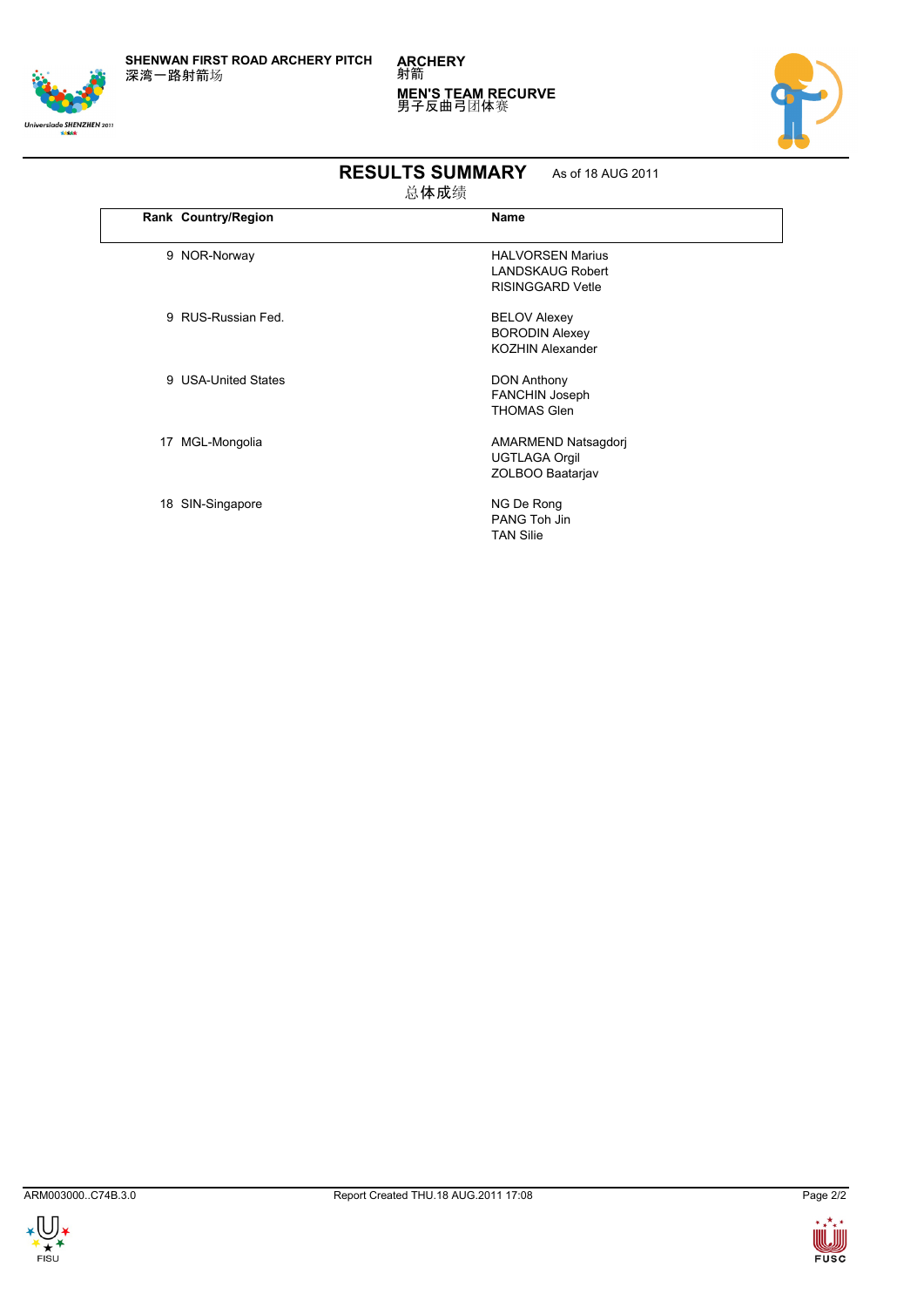SHENWAN FIRST ROAD ARCHERY PITCH
深湾一路射箭场

ARCHERY
射箭

MEN'S TEAM RECURVE
男子反曲弓团体赛

# RESULTS SUMMARY

As of 18 AUG 2011

总体成绩

| Rank | Country/Region | Name |
|---|---|---|
| 9 | NOR-Norway | HALVORSEN Marius<br>LANDSKAUG Robert<br>RISINGGARD Vetle |
| 9 | RUS-Russian Fed. | BELOV Alexey<br>BORODIN Alexey<br>KOZHIN Alexander |
| 9 | USA-United States | DON Anthony<br>FANCHIN Joseph<br>THOMAS Glen |
| 17 | MGL-Mongolia | AMARMEND Natsagdorj<br>UGTLAGA Orgil<br>ZOLBOO Baatarjav |
| 18 | SIN-Singapore | NG De Rong<br>PANG Toh Jin<br>TAN Silie |

ARM003000..C74B.3.0

Report Created THU.18 AUG.2011 17:08